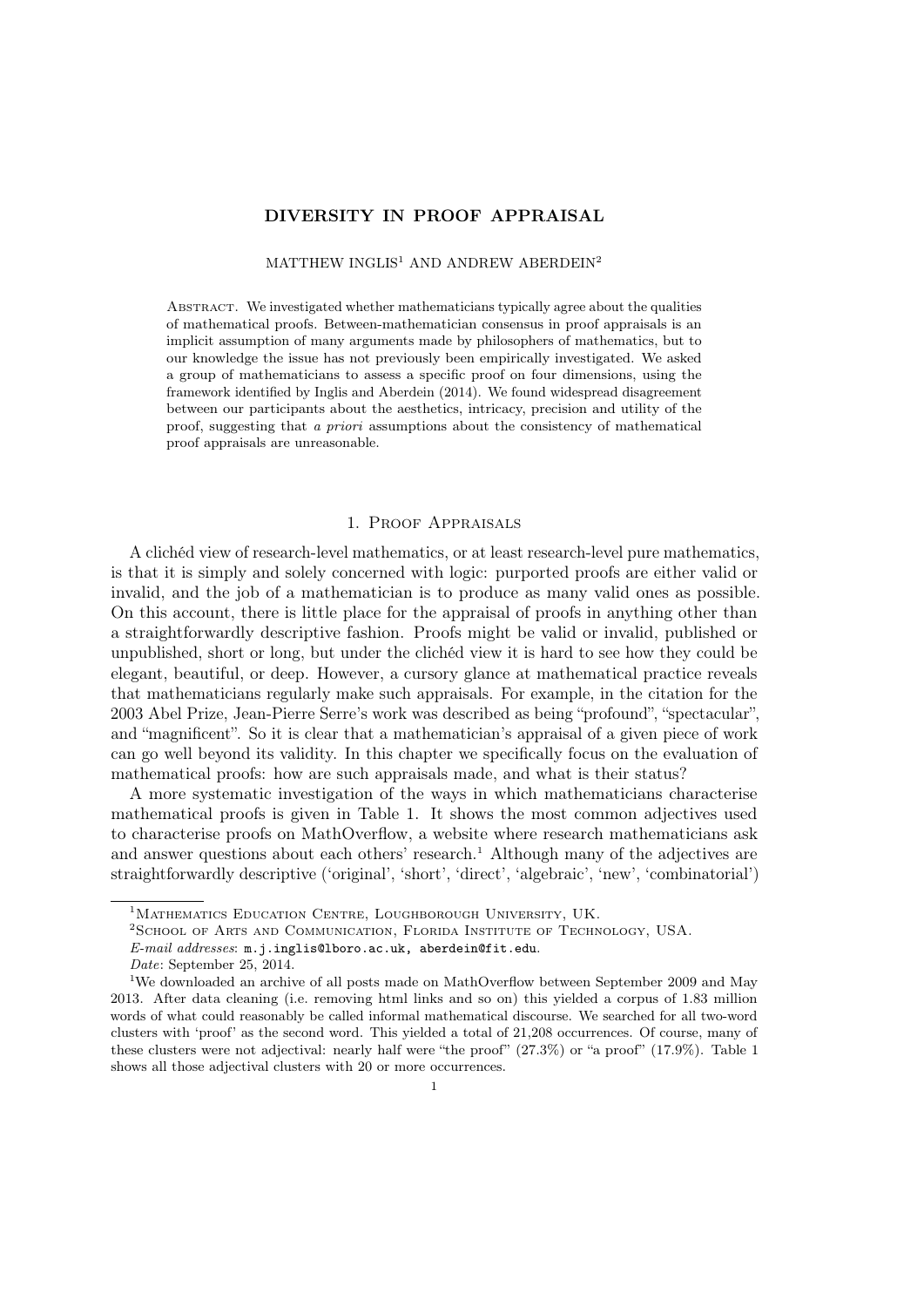# DIVERSITY IN PROOF APPRAISAL

MATTHEW INGLIS[1] AND ANDREW ABERDEIN[2]

Abstract. We investigated whether mathematicians typically agree about the qualities of mathematical proofs. Between-mathematician consensus in proof appraisals is an implicit assumption of many arguments made by philosophers of mathematics, but to our knowledge the issue has not previously been empirically investigated. We asked a group of mathematicians to assess a specific proof on four dimensions, using the framework identified by Inglis and Aberdein (2014). We found widespread disagreement between our participants about the aesthetics, intricacy, precision and utility of the proof, suggesting that *a priori* assumptions about the consistency of mathematical proof appraisals are unreasonable.

## 1. Proof Appraisals

A clichéd view of research-level mathematics, or at least research-level pure mathematics, is that it is simply and solely concerned with logic: purported proofs are either valid or invalid, and the job of a mathematician is to produce as many valid ones as possible. On this account, there is little place for the appraisal of proofs in anything other than a straightforwardly descriptive fashion. Proofs might be valid or invalid, published or unpublished, short or long, but under the clichéd view it is hard to see how they could be elegant, beautiful, or deep. However, a cursory glance at mathematical practice reveals that mathematicians regularly make such appraisals. For example, in the citation for the 2003 Abel Prize, Jean-Pierre Serre's work was described as being "profound", "spectacular", and "magnificent". So it is clear that a mathematician's appraisal of a given piece of work can go well beyond its validity. In this chapter we specifically focus on the evaluation of mathematical proofs: how are such appraisals made, and what is their status?

A more systematic investigation of the ways in which mathematicians characterise mathematical proofs is given in Table 1. It shows the most common adjectives used to characterise proofs on MathOverflow, a website where research mathematicians ask and answer questions about each others' research.[1] Although many of the adjectives are straightforwardly descriptive ('original', 'short', 'direct', 'algebraic', 'new', 'combinatorial')

---

[1] Mathematics Education Centre, Loughborough University, UK.

[2] School of Arts and Communication, Florida Institute of Technology, USA.

*E-mail addresses*: m.j.inglis@lboro.ac.uk, aberdein@fit.edu.

*Date*: September 25, 2014.

[1] We downloaded an archive of all posts made on MathOverflow between September 2009 and May 2013. After data cleaning (i.e. removing html links and so on) this yielded a corpus of 1.83 million words of what could reasonably be called informal mathematical discourse. We searched for all two-word clusters with 'proof' as the second word. This yielded a total of 21,208 occurrences. Of course, many of these clusters were not adjectival: nearly half were "the proof" (27.3%) or "a proof" (17.9%). Table 1 shows all those adjectival clusters with 20 or more occurrences.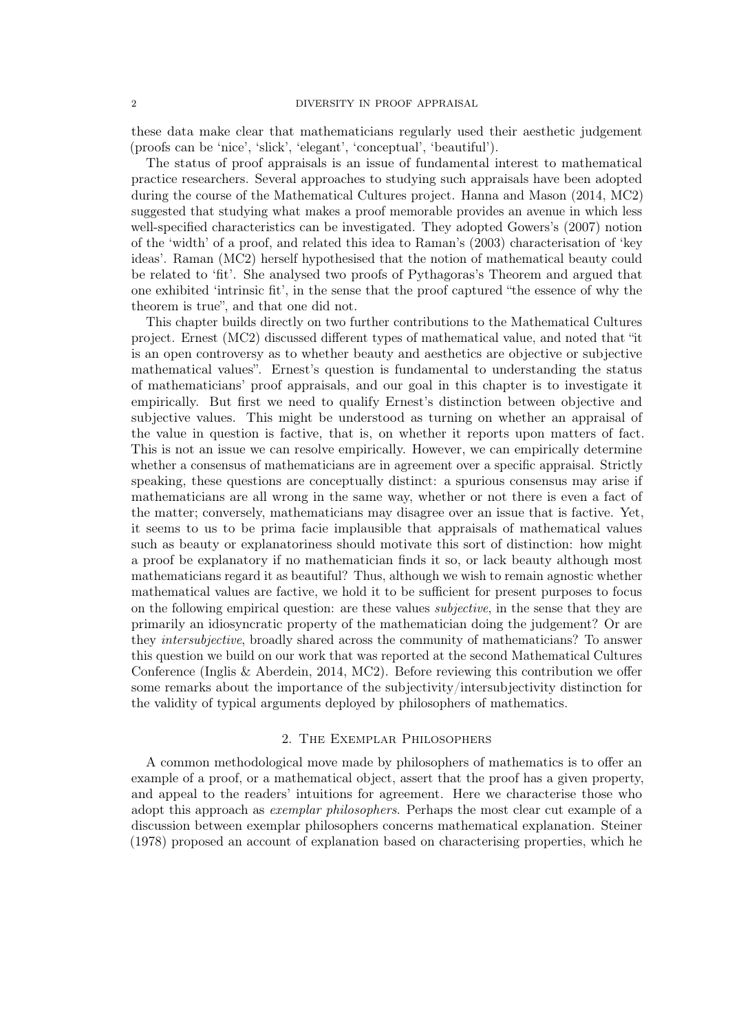these data make clear that mathematicians regularly used their aesthetic judgement (proofs can be 'nice', 'slick', 'elegant', 'conceptual', 'beautiful').

The status of proof appraisals is an issue of fundamental interest to mathematical practice researchers. Several approaches to studying such appraisals have been adopted during the course of the Mathematical Cultures project. Hanna and Mason (2014, MC2) suggested that studying what makes a proof memorable provides an avenue in which less well-specified characteristics can be investigated. They adopted Gowers's (2007) notion of the 'width' of a proof, and related this idea to Raman's (2003) characterisation of 'key ideas'. Raman (MC2) herself hypothesised that the notion of mathematical beauty could be related to 'fit'. She analysed two proofs of Pythagoras's Theorem and argued that one exhibited 'intrinsic fit', in the sense that the proof captured "the essence of why the theorem is true", and that one did not.

This chapter builds directly on two further contributions to the Mathematical Cultures project. Ernest (MC2) discussed different types of mathematical value, and noted that "it is an open controversy as to whether beauty and aesthetics are objective or subjective mathematical values". Ernest's question is fundamental to understanding the status of mathematicians' proof appraisals, and our goal in this chapter is to investigate it empirically. But first we need to qualify Ernest's distinction between objective and subjective values. This might be understood as turning on whether an appraisal of the value in question is factive, that is, on whether it reports upon matters of fact. This is not an issue we can resolve empirically. However, we can empirically determine whether a consensus of mathematicians are in agreement over a specific appraisal. Strictly speaking, these questions are conceptually distinct: a spurious consensus may arise if mathematicians are all wrong in the same way, whether or not there is even a fact of the matter; conversely, mathematicians may disagree over an issue that is factive. Yet, it seems to us to be prima facie implausible that appraisals of mathematical values such as beauty or explanatoriness should motivate this sort of distinction: how might a proof be explanatory if no mathematician finds it so, or lack beauty although most mathematicians regard it as beautiful? Thus, although we wish to remain agnostic whether mathematical values are factive, we hold it to be sufficient for present purposes to focus on the following empirical question: are these values *subjective*, in the sense that they are primarily an idiosyncratic property of the mathematician doing the judgement? Or are they *intersubjective*, broadly shared across the community of mathematicians? To answer this question we build on our work that was reported at the second Mathematical Cultures Conference (Inglis & Aberdein, 2014, MC2). Before reviewing this contribution we offer some remarks about the importance of the subjectivity/intersubjectivity distinction for the validity of typical arguments deployed by philosophers of mathematics.

## 2. The Exemplar Philosophers

A common methodological move made by philosophers of mathematics is to offer an example of a proof, or a mathematical object, assert that the proof has a given property, and appeal to the readers' intuitions for agreement. Here we characterise those who adopt this approach as *exemplar philosophers*. Perhaps the most clear cut example of a discussion between exemplar philosophers concerns mathematical explanation. Steiner (1978) proposed an account of explanation based on characterising properties, which he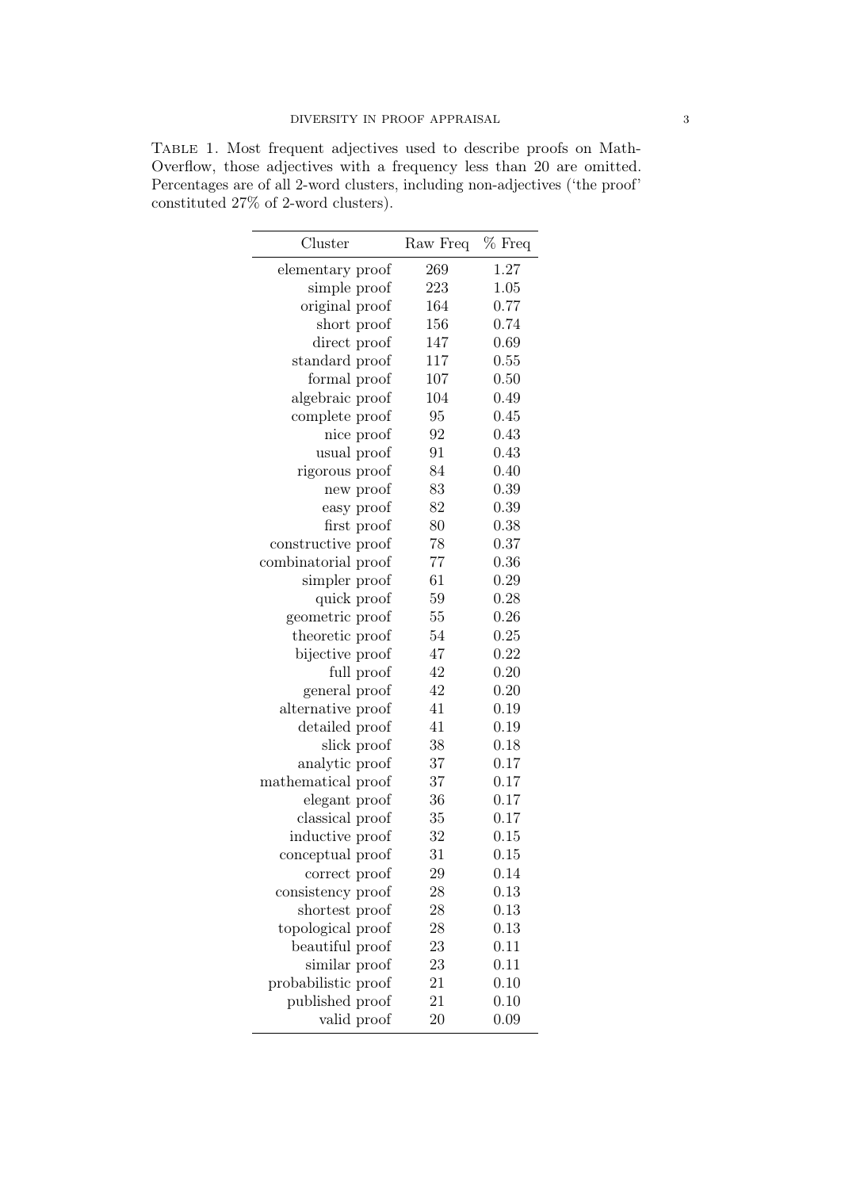Table 1. Most frequent adjectives used to describe proofs on MathOverflow, those adjectives with a frequency less than 20 are omitted. Percentages are of all 2-word clusters, including non-adjectives ('the proof' constituted 27% of 2-word clusters).

| Cluster | Raw Freq | % Freq |
|---|---|---|
| elementary proof | 269 | 1.27 |
| simple proof | 223 | 1.05 |
| original proof | 164 | 0.77 |
| short proof | 156 | 0.74 |
| direct proof | 147 | 0.69 |
| standard proof | 117 | 0.55 |
| formal proof | 107 | 0.50 |
| algebraic proof | 104 | 0.49 |
| complete proof | 95 | 0.45 |
| nice proof | 92 | 0.43 |
| usual proof | 91 | 0.43 |
| rigorous proof | 84 | 0.40 |
| new proof | 83 | 0.39 |
| easy proof | 82 | 0.39 |
| first proof | 80 | 0.38 |
| constructive proof | 78 | 0.37 |
| combinatorial proof | 77 | 0.36 |
| simpler proof | 61 | 0.29 |
| quick proof | 59 | 0.28 |
| geometric proof | 55 | 0.26 |
| theoretic proof | 54 | 0.25 |
| bijective proof | 47 | 0.22 |
| full proof | 42 | 0.20 |
| general proof | 42 | 0.20 |
| alternative proof | 41 | 0.19 |
| detailed proof | 41 | 0.19 |
| slick proof | 38 | 0.18 |
| analytic proof | 37 | 0.17 |
| mathematical proof | 37 | 0.17 |
| elegant proof | 36 | 0.17 |
| classical proof | 35 | 0.17 |
| inductive proof | 32 | 0.15 |
| conceptual proof | 31 | 0.15 |
| correct proof | 29 | 0.14 |
| consistency proof | 28 | 0.13 |
| shortest proof | 28 | 0.13 |
| topological proof | 28 | 0.13 |
| beautiful proof | 23 | 0.11 |
| similar proof | 23 | 0.11 |
| probabilistic proof | 21 | 0.10 |
| published proof | 21 | 0.10 |
| valid proof | 20 | 0.09 |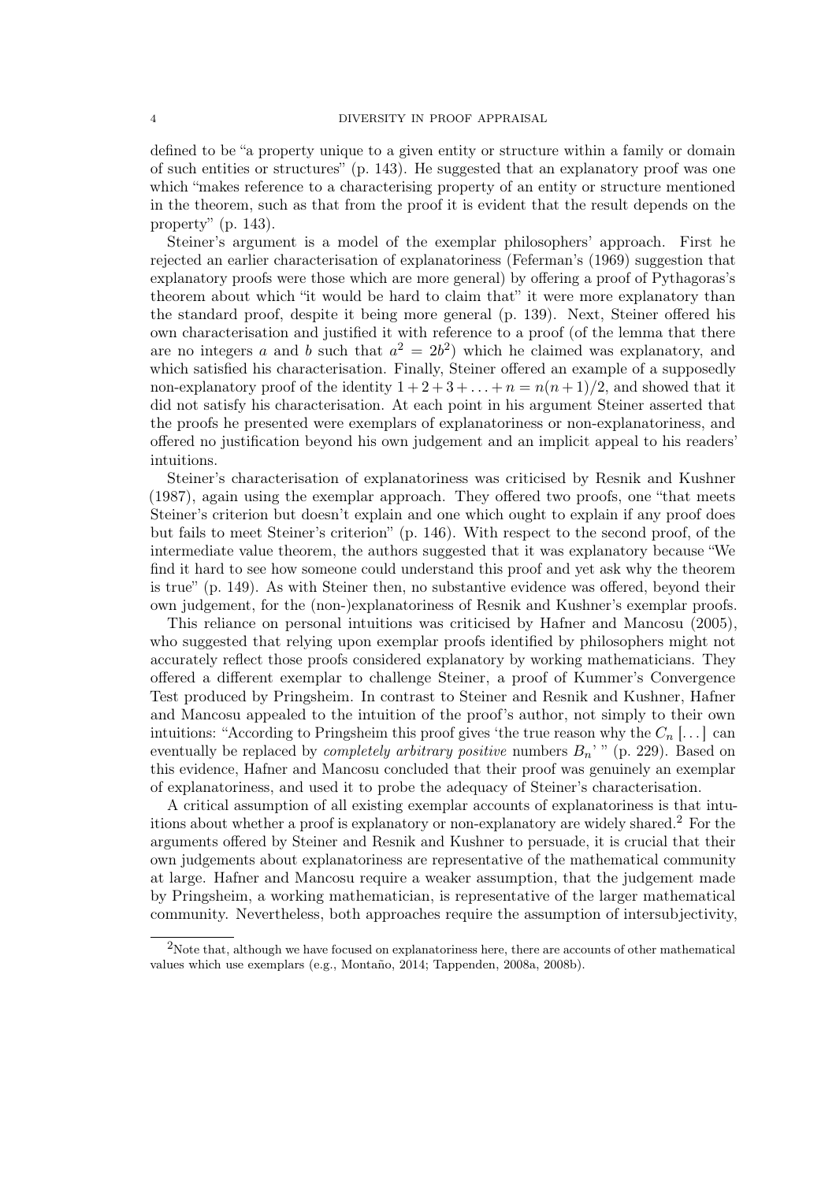defined to be "a property unique to a given entity or structure within a family or domain of such entities or structures" (p. 143). He suggested that an explanatory proof was one which "makes reference to a characterising property of an entity or structure mentioned in the theorem, such as that from the proof it is evident that the result depends on the property" (p. 143).

Steiner's argument is a model of the exemplar philosophers' approach. First he rejected an earlier characterisation of explanatoriness (Feferman's (1969) suggestion that explanatory proofs were those which are more general) by offering a proof of Pythagoras's theorem about which "it would be hard to claim that" it were more explanatory than the standard proof, despite it being more general (p. 139). Next, Steiner offered his own characterisation and justified it with reference to a proof (of the lemma that there are no integers $a$ and $b$ such that $a^2 = 2b^2$) which he claimed was explanatory, and which satisfied his characterisation. Finally, Steiner offered an example of a supposedly non-explanatory proof of the identity $1 + 2 + 3 + \ldots + n = n(n + 1)/2$, and showed that it did not satisfy his characterisation. At each point in his argument Steiner asserted that the proofs he presented were exemplars of explanatoriness or non-explanatoriness, and offered no justification beyond his own judgement and an implicit appeal to his readers' intuitions.

Steiner's characterisation of explanatoriness was criticised by Resnik and Kushner (1987), again using the exemplar approach. They offered two proofs, one "that meets Steiner's criterion but doesn't explain and one which ought to explain if any proof does but fails to meet Steiner's criterion" (p. 146). With respect to the second proof, of the intermediate value theorem, the authors suggested that it was explanatory because "We find it hard to see how someone could understand this proof and yet ask why the theorem is true" (p. 149). As with Steiner then, no substantive evidence was offered, beyond their own judgement, for the (non-)explanatoriness of Resnik and Kushner's exemplar proofs.

This reliance on personal intuitions was criticised by Hafner and Mancosu (2005), who suggested that relying upon exemplar proofs identified by philosophers might not accurately reflect those proofs considered explanatory by working mathematicians. They offered a different exemplar to challenge Steiner, a proof of Kummer's Convergence Test produced by Pringsheim. In contrast to Steiner and Resnik and Kushner, Hafner and Mancosu appealed to the intuition of the proof's author, not simply to their own intuitions: "According to Pringsheim this proof gives 'the true reason why the $C_n$ [...] can eventually be replaced by *completely arbitrary positive* numbers $B_n$' " (p. 229). Based on this evidence, Hafner and Mancosu concluded that their proof was genuinely an exemplar of explanatoriness, and used it to probe the adequacy of Steiner's characterisation.

A critical assumption of all existing exemplar accounts of explanatoriness is that intuitions about whether a proof is explanatory or non-explanatory are widely shared.[2] For the arguments offered by Steiner and Resnik and Kushner to persuade, it is crucial that their own judgements about explanatoriness are representative of the mathematical community at large. Hafner and Mancosu require a weaker assumption, that the judgement made by Pringsheim, a working mathematician, is representative of the larger mathematical community. Nevertheless, both approaches require the assumption of intersubjectivity,

[2]Note that, although we have focused on explanatoriness here, there are accounts of other mathematical values which use exemplars (e.g., Montaño, 2014; Tappenden, 2008a, 2008b).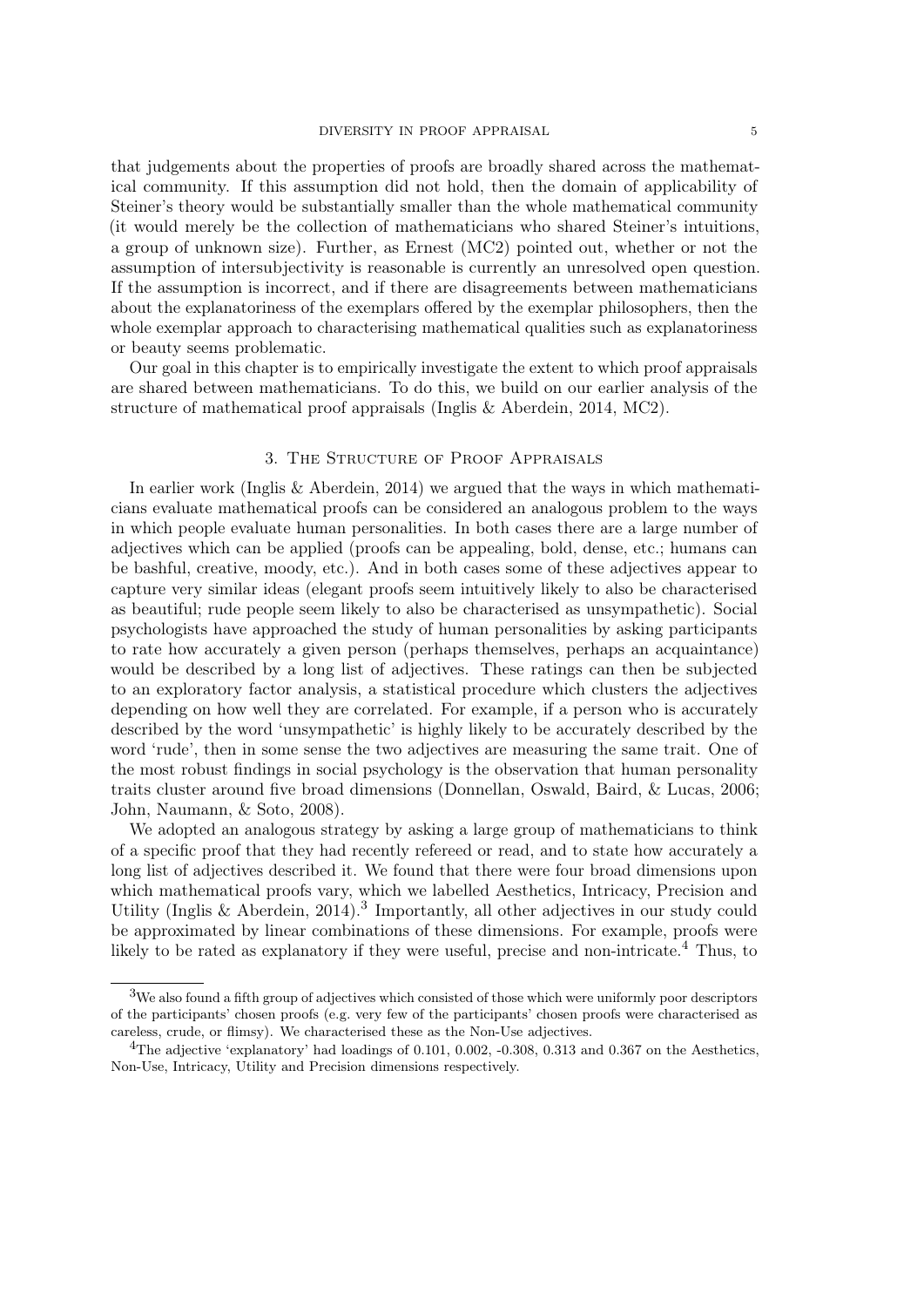that judgements about the properties of proofs are broadly shared across the mathematical community. If this assumption did not hold, then the domain of applicability of Steiner's theory would be substantially smaller than the whole mathematical community (it would merely be the collection of mathematicians who shared Steiner's intuitions, a group of unknown size). Further, as Ernest (MC2) pointed out, whether or not the assumption of intersubjectivity is reasonable is currently an unresolved open question. If the assumption is incorrect, and if there are disagreements between mathematicians about the explanatoriness of the exemplars offered by the exemplar philosophers, then the whole exemplar approach to characterising mathematical qualities such as explanatoriness or beauty seems problematic.

Our goal in this chapter is to empirically investigate the extent to which proof appraisals are shared between mathematicians. To do this, we build on our earlier analysis of the structure of mathematical proof appraisals (Inglis & Aberdein, 2014, MC2).

## 3. The Structure of Proof Appraisals

In earlier work (Inglis & Aberdein, 2014) we argued that the ways in which mathematicians evaluate mathematical proofs can be considered an analogous problem to the ways in which people evaluate human personalities. In both cases there are a large number of adjectives which can be applied (proofs can be appealing, bold, dense, etc.; humans can be bashful, creative, moody, etc.). And in both cases some of these adjectives appear to capture very similar ideas (elegant proofs seem intuitively likely to also be characterised as beautiful; rude people seem likely to also be characterised as unsympathetic). Social psychologists have approached the study of human personalities by asking participants to rate how accurately a given person (perhaps themselves, perhaps an acquaintance) would be described by a long list of adjectives. These ratings can then be subjected to an exploratory factor analysis, a statistical procedure which clusters the adjectives depending on how well they are correlated. For example, if a person who is accurately described by the word 'unsympathetic' is highly likely to be accurately described by the word 'rude', then in some sense the two adjectives are measuring the same trait. One of the most robust findings in social psychology is the observation that human personality traits cluster around five broad dimensions (Donnellan, Oswald, Baird, & Lucas, 2006; John, Naumann, & Soto, 2008).

We adopted an analogous strategy by asking a large group of mathematicians to think of a specific proof that they had recently refereed or read, and to state how accurately a long list of adjectives described it. We found that there were four broad dimensions upon which mathematical proofs vary, which we labelled Aesthetics, Intricacy, Precision and Utility (Inglis & Aberdein, 2014).[3] Importantly, all other adjectives in our study could be approximated by linear combinations of these dimensions. For example, proofs were likely to be rated as explanatory if they were useful, precise and non-intricate.[4] Thus, to

[3] We also found a fifth group of adjectives which consisted of those which were uniformly poor descriptors of the participants' chosen proofs (e.g. very few of the participants' chosen proofs were characterised as careless, crude, or flimsy). We characterised these as the Non-Use adjectives.

[4] The adjective 'explanatory' had loadings of 0.101, 0.002, -0.308, 0.313 and 0.367 on the Aesthetics, Non-Use, Intricacy, Utility and Precision dimensions respectively.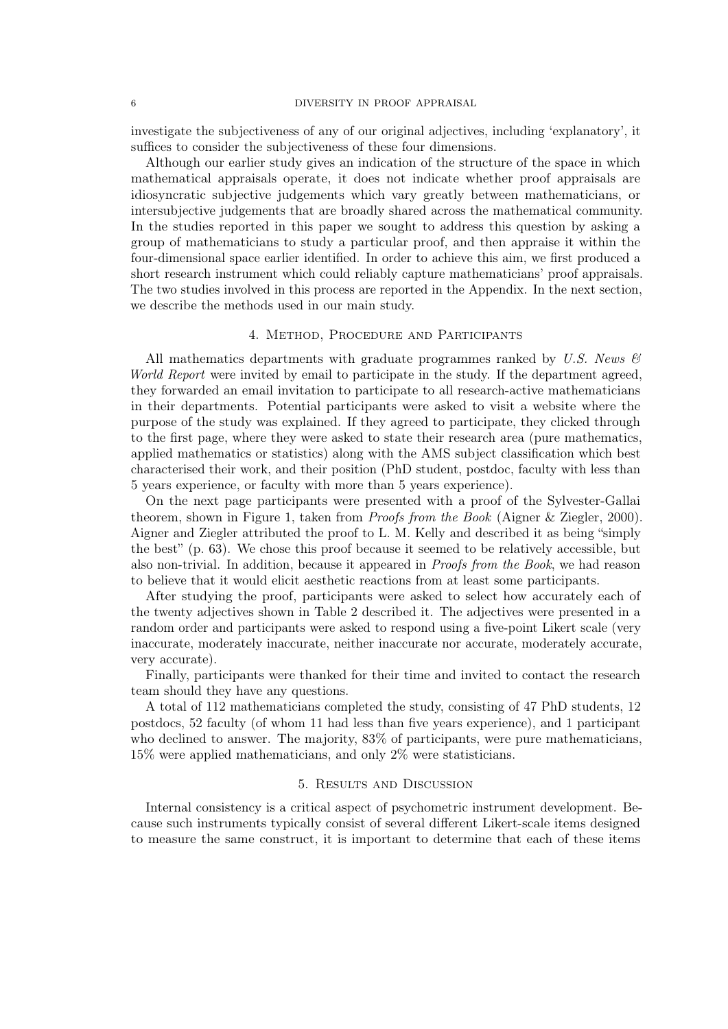investigate the subjectiveness of any of our original adjectives, including 'explanatory', it suffices to consider the subjectiveness of these four dimensions.

Although our earlier study gives an indication of the structure of the space in which mathematical appraisals operate, it does not indicate whether proof appraisals are idiosyncratic subjective judgements which vary greatly between mathematicians, or intersubjective judgements that are broadly shared across the mathematical community. In the studies reported in this paper we sought to address this question by asking a group of mathematicians to study a particular proof, and then appraise it within the four-dimensional space earlier identified. In order to achieve this aim, we first produced a short research instrument which could reliably capture mathematicians' proof appraisals. The two studies involved in this process are reported in the Appendix. In the next section, we describe the methods used in our main study.

## 4. Method, Procedure and Participants

All mathematics departments with graduate programmes ranked by *U.S. News & World Report* were invited by email to participate in the study. If the department agreed, they forwarded an email invitation to participate to all research-active mathematicians in their departments. Potential participants were asked to visit a website where the purpose of the study was explained. If they agreed to participate, they clicked through to the first page, where they were asked to state their research area (pure mathematics, applied mathematics or statistics) along with the AMS subject classification which best characterised their work, and their position (PhD student, postdoc, faculty with less than 5 years experience, or faculty with more than 5 years experience).

On the next page participants were presented with a proof of the Sylvester-Gallai theorem, shown in Figure 1, taken from *Proofs from the Book* (Aigner & Ziegler, 2000). Aigner and Ziegler attributed the proof to L. M. Kelly and described it as being "simply the best" (p. 63). We chose this proof because it seemed to be relatively accessible, but also non-trivial. In addition, because it appeared in *Proofs from the Book*, we had reason to believe that it would elicit aesthetic reactions from at least some participants.

After studying the proof, participants were asked to select how accurately each of the twenty adjectives shown in Table 2 described it. The adjectives were presented in a random order and participants were asked to respond using a five-point Likert scale (very inaccurate, moderately inaccurate, neither inaccurate nor accurate, moderately accurate, very accurate).

Finally, participants were thanked for their time and invited to contact the research team should they have any questions.

A total of 112 mathematicians completed the study, consisting of 47 PhD students, 12 postdocs, 52 faculty (of whom 11 had less than five years experience), and 1 participant who declined to answer. The majority, 83% of participants, were pure mathematicians, 15% were applied mathematicians, and only 2% were statisticians.

## 5. Results and Discussion

Internal consistency is a critical aspect of psychometric instrument development. Because such instruments typically consist of several different Likert-scale items designed to measure the same construct, it is important to determine that each of these items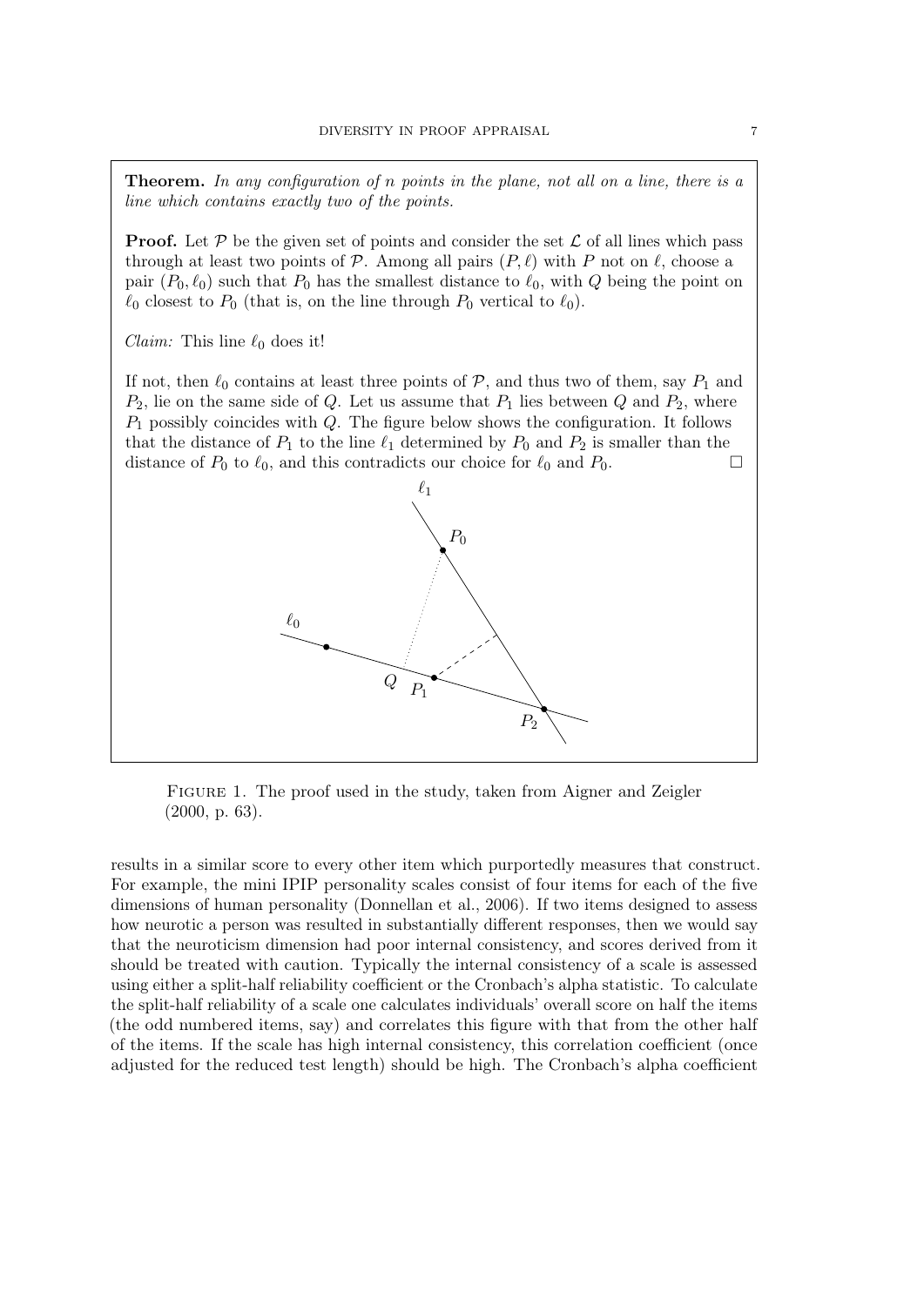**Theorem.** *In any configuration of n points in the plane, not all on a line, there is a line which contains exactly two of the points.*

**Proof.** Let $\mathcal{P}$ be the given set of points and consider the set $\mathcal{L}$ of all lines which pass through at least two points of $\mathcal{P}$. Among all pairs $(P, \ell)$ with $P$ not on $\ell$, choose a pair $(P_0, \ell_0)$ such that $P_0$ has the smallest distance to $\ell_0$, with $Q$ being the point on $\ell_0$ closest to $P_0$ (that is, on the line through $P_0$ vertical to $\ell_0$).

*Claim:* This line $\ell_0$ does it!

If not, then $\ell_0$ contains at least three points of $\mathcal{P}$, and thus two of them, say $P_1$ and $P_2$, lie on the same side of $Q$. Let us assume that $P_1$ lies between $Q$ and $P_2$, where $P_1$ possibly coincides with $Q$. The figure below shows the configuration. It follows that the distance of $P_1$ to the line $\ell_1$ determined by $P_0$ and $P_2$ is smaller than the distance of $P_0$ to $\ell_0$, and this contradicts our choice for $\ell_0$ and $P_0$. □

Figure 1. The proof used in the study, taken from Aigner and Zeigler (2000, p. 63).

results in a similar score to every other item which purportedly measures that construct. For example, the mini IPIP personality scales consist of four items for each of the five dimensions of human personality (Donnellan et al., 2006). If two items designed to assess how neurotic a person was resulted in substantially different responses, then we would say that the neuroticism dimension had poor internal consistency, and scores derived from it should be treated with caution. Typically the internal consistency of a scale is assessed using either a split-half reliability coefficient or the Cronbach's alpha statistic. To calculate the split-half reliability of a scale one calculates individuals' overall score on half the items (the odd numbered items, say) and correlates this figure with that from the other half of the items. If the scale has high internal consistency, this correlation coefficient (once adjusted for the reduced test length) should be high. The Cronbach's alpha coefficient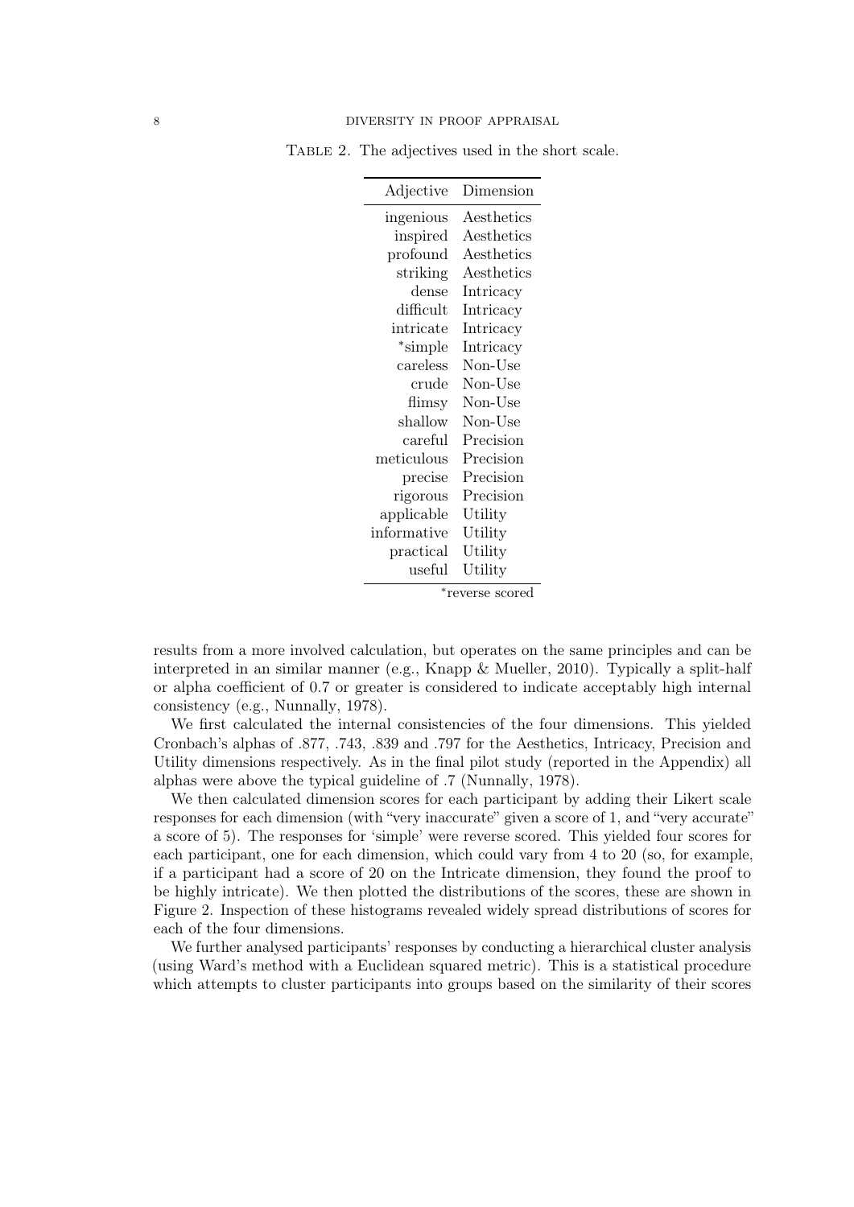Table 2. The adjectives used in the short scale.

| Adjective | Dimension |
|---|---|
| ingenious | Aesthetics |
| inspired | Aesthetics |
| profound | Aesthetics |
| striking | Aesthetics |
| dense | Intricacy |
| difficult | Intricacy |
| intricate | Intricacy |
| *simple | Intricacy |
| careless | Non-Use |
| crude | Non-Use |
| flimsy | Non-Use |
| shallow | Non-Use |
| careful | Precision |
| meticulous | Precision |
| precise | Precision |
| rigorous | Precision |
| applicable | Utility |
| informative | Utility |
| practical | Utility |
| useful | Utility |

*reverse scored

results from a more involved calculation, but operates on the same principles and can be interpreted in an similar manner (e.g., Knapp & Mueller, 2010). Typically a split-half or alpha coefficient of 0.7 or greater is considered to indicate acceptably high internal consistency (e.g., Nunnally, 1978).

We first calculated the internal consistencies of the four dimensions. This yielded Cronbach's alphas of .877, .743, .839 and .797 for the Aesthetics, Intricacy, Precision and Utility dimensions respectively. As in the final pilot study (reported in the Appendix) all alphas were above the typical guideline of .7 (Nunnally, 1978).

We then calculated dimension scores for each participant by adding their Likert scale responses for each dimension (with "very inaccurate" given a score of 1, and "very accurate" a score of 5). The responses for 'simple' were reverse scored. This yielded four scores for each participant, one for each dimension, which could vary from 4 to 20 (so, for example, if a participant had a score of 20 on the Intricate dimension, they found the proof to be highly intricate). We then plotted the distributions of the scores, these are shown in Figure 2. Inspection of these histograms revealed widely spread distributions of scores for each of the four dimensions.

We further analysed participants' responses by conducting a hierarchical cluster analysis (using Ward's method with a Euclidean squared metric). This is a statistical procedure which attempts to cluster participants into groups based on the similarity of their scores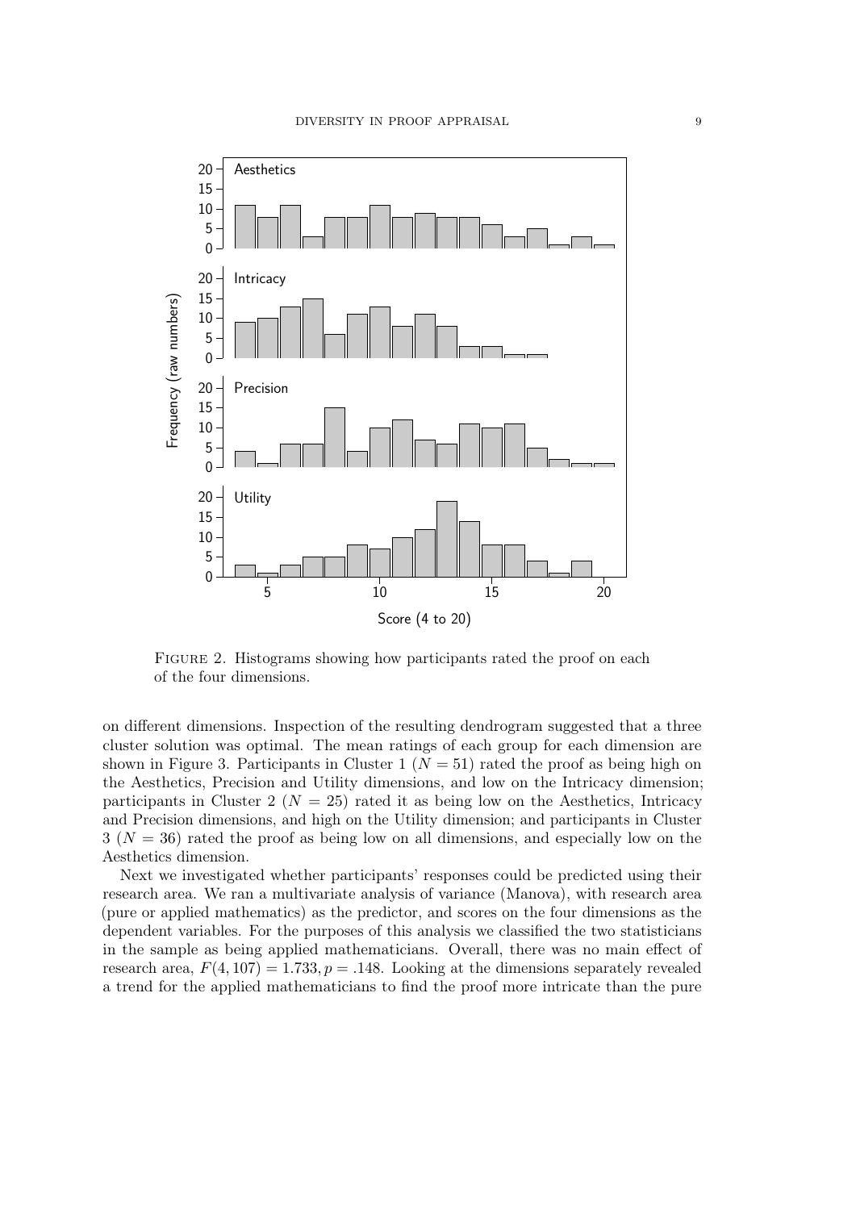FIGURE 2. Histograms showing how participants rated the proof on each of the four dimensions.

on different dimensions. Inspection of the resulting dendrogram suggested that a three cluster solution was optimal. The mean ratings of each group for each dimension are shown in Figure 3. Participants in Cluster 1 ($N = 51$) rated the proof as being high on the Aesthetics, Precision and Utility dimensions, and low on the Intricacy dimension; participants in Cluster 2 ($N = 25$) rated it as being low on the Aesthetics, Intricacy and Precision dimensions, and high on the Utility dimension; and participants in Cluster 3 ($N = 36$) rated the proof as being low on all dimensions, and especially low on the Aesthetics dimension.

Next we investigated whether participants' responses could be predicted using their research area. We ran a multivariate analysis of variance (Manova), with research area (pure or applied mathematics) as the predictor, and scores on the four dimensions as the dependent variables. For the purposes of this analysis we classified the two statisticians in the sample as being applied mathematicians. Overall, there was no main effect of research area, $F(4, 107) = 1.733, p = .148$. Looking at the dimensions separately revealed a trend for the applied mathematicians to find the proof more intricate than the pure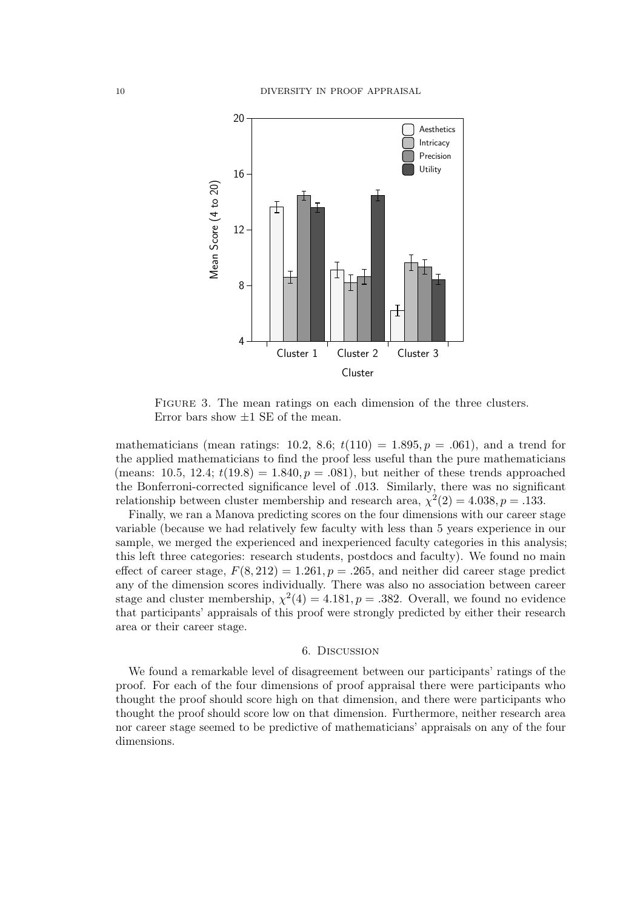Figure 3. The mean ratings on each dimension of the three clusters. Error bars show ±1 SE of the mean.

mathematicians (mean ratings: 10.2, 8.6; $t(110) = 1.895, p = .061$), and a trend for the applied mathematicians to find the proof less useful than the pure mathematicians (means: 10.5, 12.4; $t(19.8) = 1.840, p = .081$), but neither of these trends approached the Bonferroni-corrected significance level of .013. Similarly, there was no significant relationship between cluster membership and research area, $\chi^2(2) = 4.038, p = .133$.

Finally, we ran a Manova predicting scores on the four dimensions with our career stage variable (because we had relatively few faculty with less than 5 years experience in our sample, we merged the experienced and inexperienced faculty categories in this analysis; this left three categories: research students, postdocs and faculty). We found no main effect of career stage, $F(8, 212) = 1.261, p = .265$, and neither did career stage predict any of the dimension scores individually. There was also no association between career stage and cluster membership, $\chi^2(4) = 4.181, p = .382$. Overall, we found no evidence that participants' appraisals of this proof were strongly predicted by either their research area or their career stage.

## 6. Discussion

We found a remarkable level of disagreement between our participants' ratings of the proof. For each of the four dimensions of proof appraisal there were participants who thought the proof should score high on that dimension, and there were participants who thought the proof should score low on that dimension. Furthermore, neither research area nor career stage seemed to be predictive of mathematicians' appraisals on any of the four dimensions.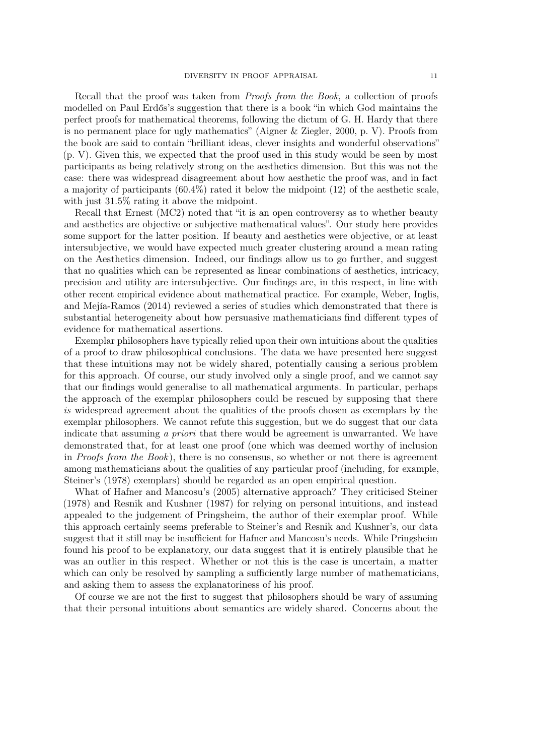Recall that the proof was taken from *Proofs from the Book*, a collection of proofs modelled on Paul Erdős's suggestion that there is a book "in which God maintains the perfect proofs for mathematical theorems, following the dictum of G. H. Hardy that there is no permanent place for ugly mathematics" (Aigner & Ziegler, 2000, p. V). Proofs from the book are said to contain "brilliant ideas, clever insights and wonderful observations" (p. V). Given this, we expected that the proof used in this study would be seen by most participants as being relatively strong on the aesthetics dimension. But this was not the case: there was widespread disagreement about how aesthetic the proof was, and in fact a majority of participants (60.4%) rated it below the midpoint (12) of the aesthetic scale, with just 31.5% rating it above the midpoint.

Recall that Ernest (MC2) noted that "it is an open controversy as to whether beauty and aesthetics are objective or subjective mathematical values". Our study here provides some support for the latter position. If beauty and aesthetics were objective, or at least intersubjective, we would have expected much greater clustering around a mean rating on the Aesthetics dimension. Indeed, our findings allow us to go further, and suggest that no qualities which can be represented as linear combinations of aesthetics, intricacy, precision and utility are intersubjective. Our findings are, in this respect, in line with other recent empirical evidence about mathematical practice. For example, Weber, Inglis, and Mejía-Ramos (2014) reviewed a series of studies which demonstrated that there is substantial heterogeneity about how persuasive mathematicians find different types of evidence for mathematical assertions.

Exemplar philosophers have typically relied upon their own intuitions about the qualities of a proof to draw philosophical conclusions. The data we have presented here suggest that these intuitions may not be widely shared, potentially causing a serious problem for this approach. Of course, our study involved only a single proof, and we cannot say that our findings would generalise to all mathematical arguments. In particular, perhaps the approach of the exemplar philosophers could be rescued by supposing that there *is* widespread agreement about the qualities of the proofs chosen as exemplars by the exemplar philosophers. We cannot refute this suggestion, but we do suggest that our data indicate that assuming *a priori* that there would be agreement is unwarranted. We have demonstrated that, for at least one proof (one which was deemed worthy of inclusion in *Proofs from the Book*), there is no consensus, so whether or not there is agreement among mathematicians about the qualities of any particular proof (including, for example, Steiner's (1978) exemplars) should be regarded as an open empirical question.

What of Hafner and Mancosu's (2005) alternative approach? They criticised Steiner (1978) and Resnik and Kushner (1987) for relying on personal intuitions, and instead appealed to the judgement of Pringsheim, the author of their exemplar proof. While this approach certainly seems preferable to Steiner's and Resnik and Kushner's, our data suggest that it still may be insufficient for Hafner and Mancosu's needs. While Pringsheim found his proof to be explanatory, our data suggest that it is entirely plausible that he was an outlier in this respect. Whether or not this is the case is uncertain, a matter which can only be resolved by sampling a sufficiently large number of mathematicians, and asking them to assess the explanatoriness of his proof.

Of course we are not the first to suggest that philosophers should be wary of assuming that their personal intuitions about semantics are widely shared. Concerns about the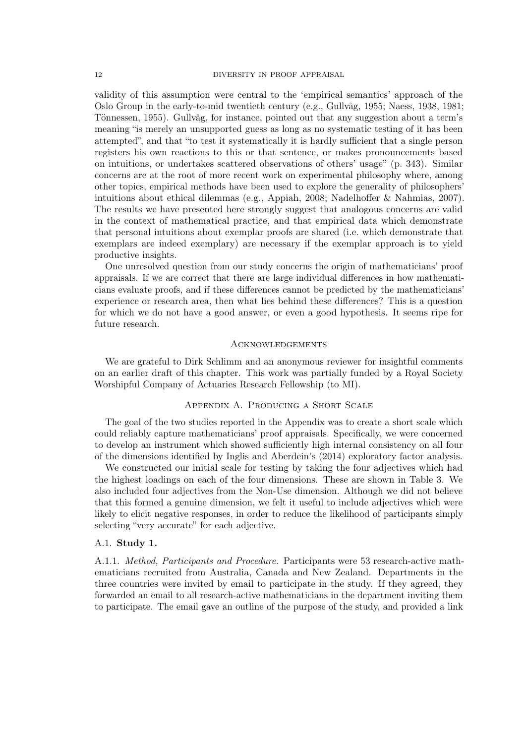validity of this assumption were central to the 'empirical semantics' approach of the Oslo Group in the early-to-mid twentieth century (e.g., Gullvåg, 1955; Naess, 1938, 1981; Tönnessen, 1955). Gullvåg, for instance, pointed out that any suggestion about a term's meaning "is merely an unsupported guess as long as no systematic testing of it has been attempted", and that "to test it systematically it is hardly sufficient that a single person registers his own reactions to this or that sentence, or makes pronouncements based on intuitions, or undertakes scattered observations of others' usage" (p. 343). Similar concerns are at the root of more recent work on experimental philosophy where, among other topics, empirical methods have been used to explore the generality of philosophers' intuitions about ethical dilemmas (e.g., Appiah, 2008; Nadelhoffer & Nahmias, 2007). The results we have presented here strongly suggest that analogous concerns are valid in the context of mathematical practice, and that empirical data which demonstrate that personal intuitions about exemplar proofs are shared (i.e. which demonstrate that exemplars are indeed exemplary) are necessary if the exemplar approach is to yield productive insights.

One unresolved question from our study concerns the origin of mathematicians' proof appraisals. If we are correct that there are large individual differences in how mathematicians evaluate proofs, and if these differences cannot be predicted by the mathematicians' experience or research area, then what lies behind these differences? This is a question for which we do not have a good answer, or even a good hypothesis. It seems ripe for future research.

## Acknowledgements

We are grateful to Dirk Schlimm and an anonymous reviewer for insightful comments on an earlier draft of this chapter. This work was partially funded by a Royal Society Worshipful Company of Actuaries Research Fellowship (to MI).

## Appendix A. Producing a Short Scale

The goal of the two studies reported in the Appendix was to create a short scale which could reliably capture mathematicians' proof appraisals. Specifically, we were concerned to develop an instrument which showed sufficiently high internal consistency on all four of the dimensions identified by Inglis and Aberdein's (2014) exploratory factor analysis.

We constructed our initial scale for testing by taking the four adjectives which had the highest loadings on each of the four dimensions. These are shown in Table 3. We also included four adjectives from the Non-Use dimension. Although we did not believe that this formed a genuine dimension, we felt it useful to include adjectives which were likely to elicit negative responses, in order to reduce the likelihood of participants simply selecting "very accurate" for each adjective.

### A.1. Study 1.

A.1.1. *Method, Participants and Procedure.* Participants were 53 research-active mathematicians recruited from Australia, Canada and New Zealand. Departments in the three countries were invited by email to participate in the study. If they agreed, they forwarded an email to all research-active mathematicians in the department inviting them to participate. The email gave an outline of the purpose of the study, and provided a link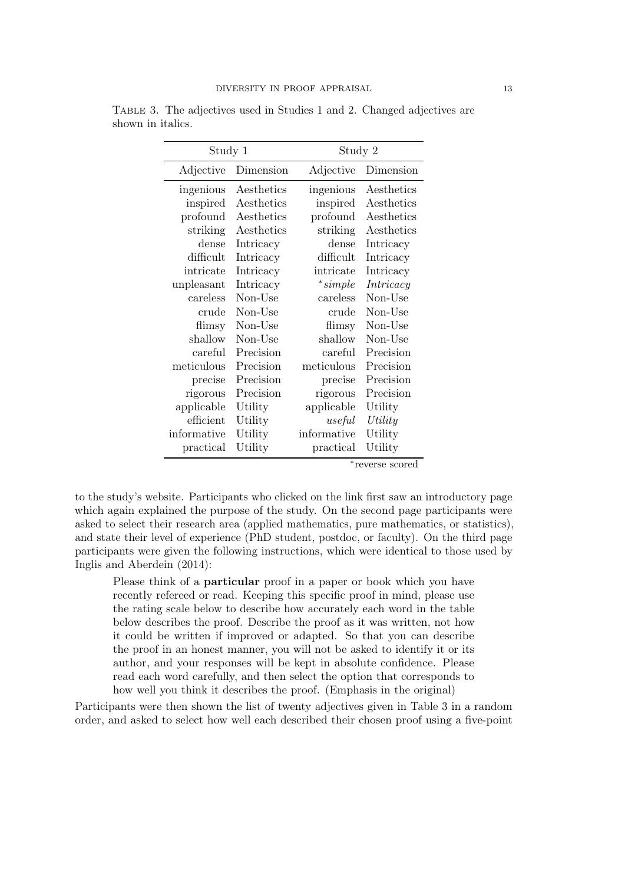Table 3. The adjectives used in Studies 1 and 2. Changed adjectives are shown in italics.

| Study 1 | | Study 2 | |
|---|---|---|---|
| Adjective | Dimension | Adjective | Dimension |
| ingenious | Aesthetics | ingenious | Aesthetics |
| inspired | Aesthetics | inspired | Aesthetics |
| profound | Aesthetics | profound | Aesthetics |
| striking | Aesthetics | striking | Aesthetics |
| dense | Intricacy | dense | Intricacy |
| difficult | Intricacy | difficult | Intricacy |
| intricate | Intricacy | intricate | Intricacy |
| unpleasant | Intricacy | *\*simple* | *Intricacy* |
| careless | Non-Use | careless | Non-Use |
| crude | Non-Use | crude | Non-Use |
| flimsy | Non-Use | flimsy | Non-Use |
| shallow | Non-Use | shallow | Non-Use |
| careful | Precision | careful | Precision |
| meticulous | Precision | meticulous | Precision |
| precise | Precision | precise | Precision |
| rigorous | Precision | rigorous | Precision |
| applicable | Utility | applicable | Utility |
| efficient | Utility | *useful* | *Utility* |
| informative | Utility | informative | Utility |
| practical | Utility | practical | Utility |

*reverse scored

to the study's website. Participants who clicked on the link first saw an introductory page which again explained the purpose of the study. On the second page participants were asked to select their research area (applied mathematics, pure mathematics, or statistics), and state their level of experience (PhD student, postdoc, or faculty). On the third page participants were given the following instructions, which were identical to those used by Inglis and Aberdein (2014):

> Please think of a **particular** proof in a paper or book which you have recently refereed or read. Keeping this specific proof in mind, please use the rating scale below to describe how accurately each word in the table below describes the proof. Describe the proof as it was written, not how it could be written if improved or adapted. So that you can describe the proof in an honest manner, you will not be asked to identify it or its author, and your responses will be kept in absolute confidence. Please read each word carefully, and then select the option that corresponds to how well you think it describes the proof. (Emphasis in the original)

Participants were then shown the list of twenty adjectives given in Table 3 in a random order, and asked to select how well each described their chosen proof using a five-point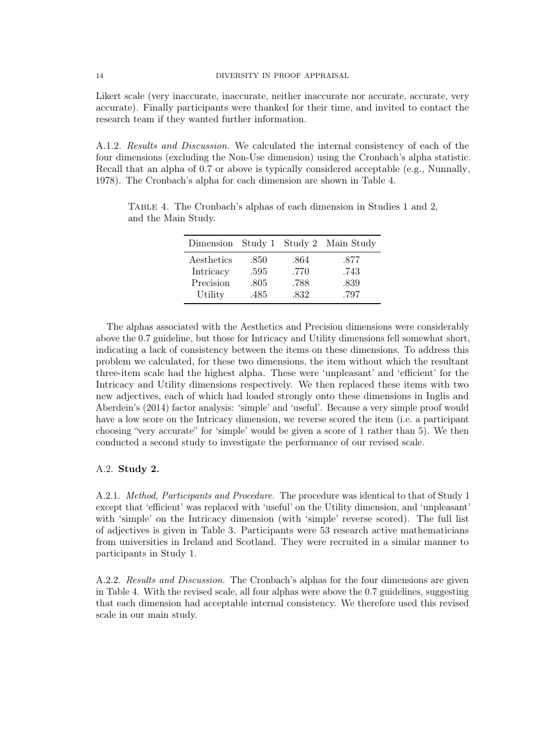Likert scale (very inaccurate, inaccurate, neither inaccurate nor accurate, accurate, very accurate). Finally participants were thanked for their time, and invited to contact the research team if they wanted further information.

A.1.2. *Results and Discussion.* We calculated the internal consistency of each of the four dimensions (excluding the Non-Use dimension) using the Cronbach's alpha statistic. Recall that an alpha of 0.7 or above is typically considered acceptable (e.g., Nunnally, 1978). The Cronbach's alpha for each dimension are shown in Table 4.

Table 4. The Cronbach's alphas of each dimension in Studies 1 and 2, and the Main Study.

| Dimension | Study 1 | Study 2 | Main Study |
|---|---|---|---|
| Aesthetics | .850 | .864 | .877 |
| Intricacy | .595 | .770 | .743 |
| Precision | .805 | .788 | .839 |
| Utility | .485 | .832 | .797 |

The alphas associated with the Aesthetics and Precision dimensions were considerably above the 0.7 guideline, but those for Intricacy and Utility dimensions fell somewhat short, indicating a lack of consistency between the items on these dimensions. To address this problem we calculated, for these two dimensions, the item without which the resultant three-item scale had the highest alpha. These were 'unpleasant' and 'efficient' for the Intricacy and Utility dimensions respectively. We then replaced these items with two new adjectives, each of which had loaded strongly onto these dimensions in Inglis and Aberdein's (2014) factor analysis: 'simple' and 'useful'. Because a very simple proof would have a low score on the Intricacy dimension, we reverse scored the item (i.e. a participant choosing "very accurate" for 'simple' would be given a score of 1 rather than 5). We then conducted a second study to investigate the performance of our revised scale.

## A.2. Study 2.

A.2.1. *Method, Participants and Procedure.* The procedure was identical to that of Study 1 except that 'efficient' was replaced with 'useful' on the Utility dimension, and 'unpleasant' with 'simple' on the Intricacy dimension (with 'simple' reverse scored). The full list of adjectives is given in Table 3. Participants were 53 research active mathematicians from universities in Ireland and Scotland. They were recruited in a similar manner to participants in Study 1.

A.2.2. *Results and Discussion.* The Cronbach's alphas for the four dimensions are given in Table 4. With the revised scale, all four alphas were above the 0.7 guidelines, suggesting that each dimension had acceptable internal consistency. We therefore used this revised scale in our main study.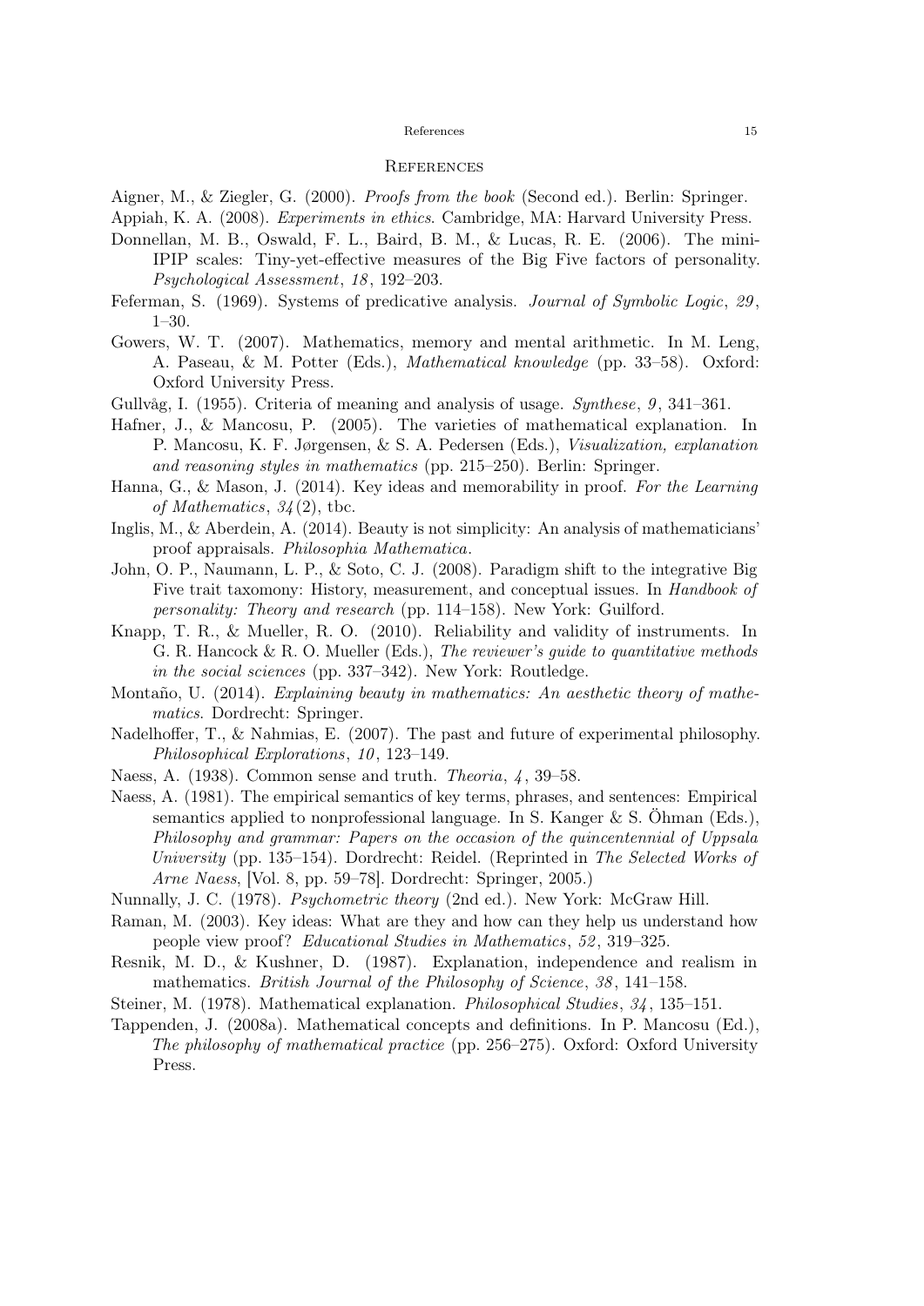## References

Aigner, M., & Ziegler, G. (2000). *Proofs from the book* (Second ed.). Berlin: Springer.

Appiah, K. A. (2008). *Experiments in ethics*. Cambridge, MA: Harvard University Press.

Donnellan, M. B., Oswald, F. L., Baird, B. M., & Lucas, R. E. (2006). The mini-IPIP scales: Tiny-yet-effective measures of the Big Five factors of personality. *Psychological Assessment*, *18*, 192–203.

Feferman, S. (1969). Systems of predicative analysis. *Journal of Symbolic Logic*, *29*, 1–30.

Gowers, W. T. (2007). Mathematics, memory and mental arithmetic. In M. Leng, A. Paseau, & M. Potter (Eds.), *Mathematical knowledge* (pp. 33–58). Oxford: Oxford University Press.

Gullvåg, I. (1955). Criteria of meaning and analysis of usage. *Synthese*, *9*, 341–361.

Hafner, J., & Mancosu, P. (2005). The varieties of mathematical explanation. In P. Mancosu, K. F. Jørgensen, & S. A. Pedersen (Eds.), *Visualization, explanation and reasoning styles in mathematics* (pp. 215–250). Berlin: Springer.

Hanna, G., & Mason, J. (2014). Key ideas and memorability in proof. *For the Learning of Mathematics*, *34*(2), tbc.

Inglis, M., & Aberdein, A. (2014). Beauty is not simplicity: An analysis of mathematicians' proof appraisals. *Philosophia Mathematica*.

John, O. P., Naumann, L. P., & Soto, C. J. (2008). Paradigm shift to the integrative Big Five trait taxomony: History, measurement, and conceptual issues. In *Handbook of personality: Theory and research* (pp. 114–158). New York: Guilford.

Knapp, T. R., & Mueller, R. O. (2010). Reliability and validity of instruments. In G. R. Hancock & R. O. Mueller (Eds.), *The reviewer's guide to quantitative methods in the social sciences* (pp. 337–342). New York: Routledge.

Montaño, U. (2014). *Explaining beauty in mathematics: An aesthetic theory of mathematics*. Dordrecht: Springer.

Nadelhoffer, T., & Nahmias, E. (2007). The past and future of experimental philosophy. *Philosophical Explorations*, *10*, 123–149.

Naess, A. (1938). Common sense and truth. *Theoria*, *4*, 39–58.

Naess, A. (1981). The empirical semantics of key terms, phrases, and sentences: Empirical semantics applied to nonprofessional language. In S. Kanger & S. Öhman (Eds.), *Philosophy and grammar: Papers on the occasion of the quincentennial of Uppsala University* (pp. 135–154). Dordrecht: Reidel. (Reprinted in *The Selected Works of Arne Naess*, [Vol. 8, pp. 59–78]. Dordrecht: Springer, 2005.)

Nunnally, J. C. (1978). *Psychometric theory* (2nd ed.). New York: McGraw Hill.

Raman, M. (2003). Key ideas: What are they and how can they help us understand how people view proof? *Educational Studies in Mathematics*, *52*, 319–325.

Resnik, M. D., & Kushner, D. (1987). Explanation, independence and realism in mathematics. *British Journal of the Philosophy of Science*, *38*, 141–158.

Steiner, M. (1978). Mathematical explanation. *Philosophical Studies*, *34*, 135–151.

Tappenden, J. (2008a). Mathematical concepts and definitions. In P. Mancosu (Ed.), *The philosophy of mathematical practice* (pp. 256–275). Oxford: Oxford University Press.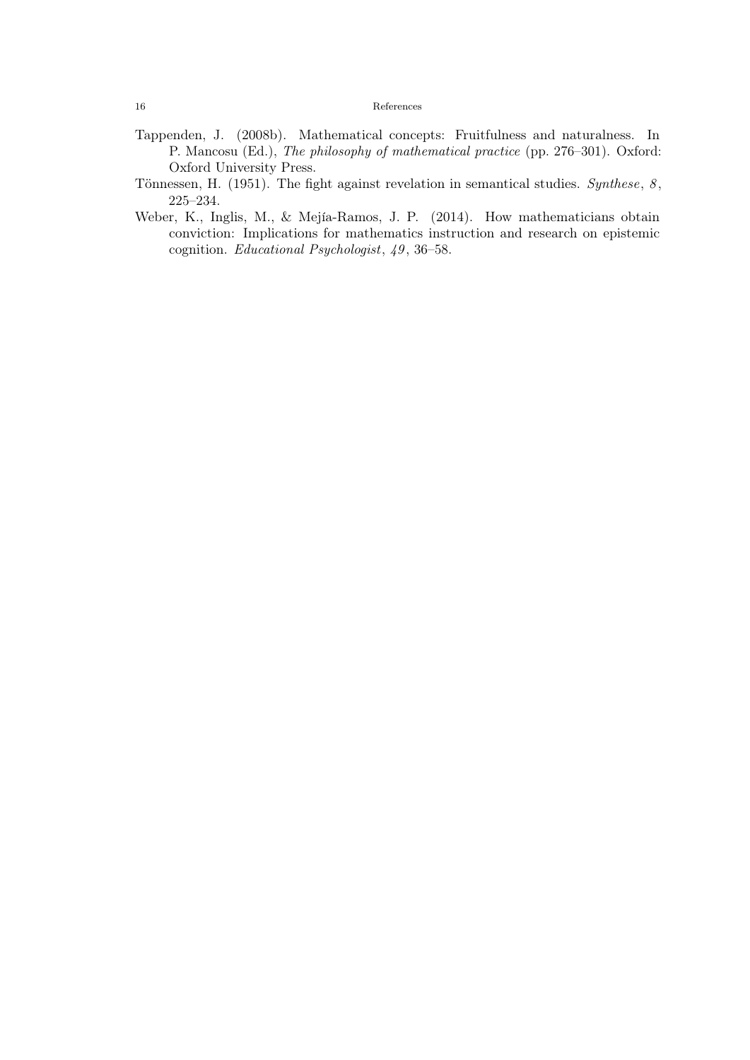Tappenden, J. (2008b). Mathematical concepts: Fruitfulness and naturalness. In P. Mancosu (Ed.), *The philosophy of mathematical practice* (pp. 276–301). Oxford: Oxford University Press.

Tönnessen, H. (1951). The fight against revelation in semantical studies. *Synthese*, *8*, 225–234.

Weber, K., Inglis, M., & Mejía-Ramos, J. P. (2014). How mathematicians obtain conviction: Implications for mathematics instruction and research on epistemic cognition. *Educational Psychologist*, *49*, 36–58.